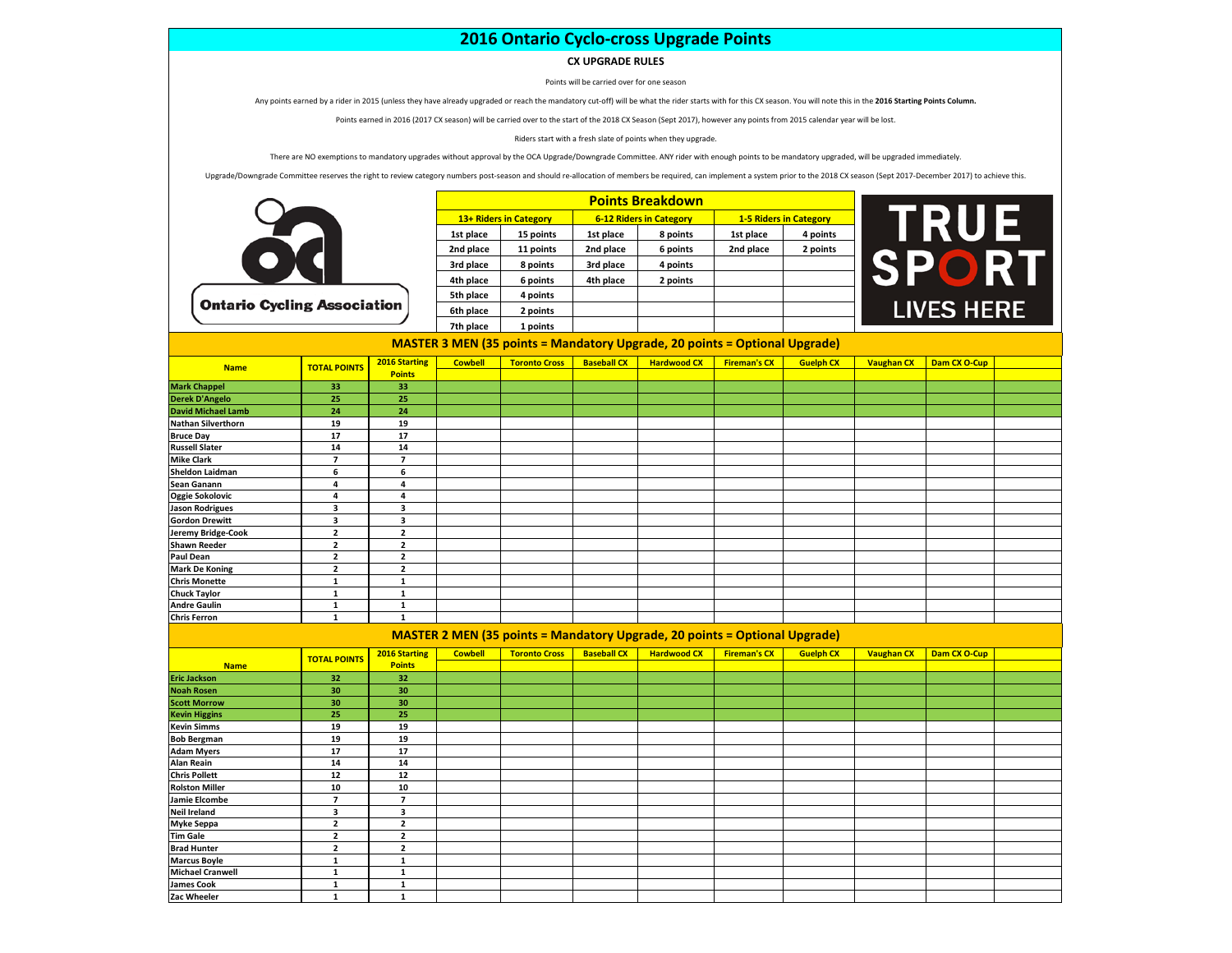# 2016 Ontario Cyclo-cross Upgrade Points

**CX UPGRADE RULES**

Points will be carried over for one season

Any points earned by a rider in 2015 (unless they have already upgraded or reach the mandatory cut-off) will be what the rider starts with for this CX season. You will note this in the **2016 Starting Points Column.**

Points earned in 2016 (2017 CX season) will be carried over to the start of the 2018 CX Season (Sept 2017), however any points from 2015 calendar year will be lost.

Riders start with a fresh slate of points when they upgrade.

There are NO exemptions to mandatory upgrades without approval by the OCA Upgrade/Downgrade Committee. ANY rider with enough points to be mandatory upgraded, will be upgraded immediately.

Upgrade/Downgrade Committee reserves the right to review category numbers post-season and should re-allocation of members be required, can implement a system prior to the 2018 CX season (Sept 2017-December 2017) to achieve this.

Ontario Cycling Association

TRUE SPORT LIVES HERE

## Points Breakdown

| 13+ Riders in Category | | 6-12 Riders in Category | | 1-5 Riders in Category | |
|---|---|---|---|---|---|
| 1st place | 15 points | 1st place | 8 points | 1st place | 4 points |
| 2nd place | 11 points | 2nd place | 6 points | 2nd place | 2 points |
| 3rd place | 8 points | 3rd place | 4 points | | |
| 4th place | 6 points | 4th place | 2 points | | |
| 5th place | 4 points | | | | |
| 6th place | 2 points | | | | |
| 7th place | 1 points | | | | |

## MASTER 3 MEN (35 points = Mandatory Upgrade, 20 points = Optional Upgrade)

| Name | TOTAL POINTS | 2016 Starting Points | Cowbell | Toronto Cross | Baseball CX | Hardwood CX | Fireman's CX | Guelph CX | Vaughan CX | Dam CX O-Cup | |
|---|---|---|---|---|---|---|---|---|---|---|---|
| Mark Chappel | 33 | 33 | | | | | | | | | |
| Derek D'Angelo | 25 | 25 | | | | | | | | | |
| David Michael Lamb | 24 | 24 | | | | | | | | | |
| Nathan Silverthorn | 19 | 19 | | | | | | | | | |
| Bruce Day | 17 | 17 | | | | | | | | | |
| Russell Slater | 14 | 14 | | | | | | | | | |
| Mike Clark | 7 | 7 | | | | | | | | | |
| Sheldon Laidman | 6 | 6 | | | | | | | | | |
| Sean Ganann | 4 | 4 | | | | | | | | | |
| Oggie Sokolovic | 4 | 4 | | | | | | | | | |
| Jason Rodrigues | 3 | 3 | | | | | | | | | |
| Gordon Drewitt | 3 | 3 | | | | | | | | | |
| Jeremy Bridge-Cook | 2 | 2 | | | | | | | | | |
| Shawn Reeder | 2 | 2 | | | | | | | | | |
| Paul Dean | 2 | 2 | | | | | | | | | |
| Mark De Koning | 2 | 2 | | | | | | | | | |
| Chris Monette | 1 | 1 | | | | | | | | | |
| Chuck Taylor | 1 | 1 | | | | | | | | | |
| Andre Gaulin | 1 | 1 | | | | | | | | | |
| Chris Ferron | 1 | 1 | | | | | | | | | |

## MASTER 2 MEN (35 points = Mandatory Upgrade, 20 points = Optional Upgrade)

| Name | TOTAL POINTS | 2016 Starting Points | Cowbell | Toronto Cross | Baseball CX | Hardwood CX | Fireman's CX | Guelph CX | Vaughan CX | Dam CX O-Cup | |
|---|---|---|---|---|---|---|---|---|---|---|---|
| Eric Jackson | 32 | 32 | | | | | | | | | |
| Noah Rosen | 30 | 30 | | | | | | | | | |
| Scott Morrow | 30 | 30 | | | | | | | | | |
| Kevin Higgins | 25 | 25 | | | | | | | | | |
| Kevin Simms | 19 | 19 | | | | | | | | | |
| Bob Bergman | 19 | 19 | | | | | | | | | |
| Adam Myers | 17 | 17 | | | | | | | | | |
| Alan Reain | 14 | 14 | | | | | | | | | |
| Chris Pollett | 12 | 12 | | | | | | | | | |
| Rolston Miller | 10 | 10 | | | | | | | | | |
| Jamie Elcombe | 7 | 7 | | | | | | | | | |
| Neil Ireland | 3 | 3 | | | | | | | | | |
| Myke Seppa | 2 | 2 | | | | | | | | | |
| Tim Gale | 2 | 2 | | | | | | | | | |
| Brad Hunter | 2 | 2 | | | | | | | | | |
| Marcus Boyle | 1 | 1 | | | | | | | | | |
| Michael Cranwell | 1 | 1 | | | | | | | | | |
| James Cook | 1 | 1 | | | | | | | | | |
| Zac Wheeler | 1 | 1 | | | | | | | | | |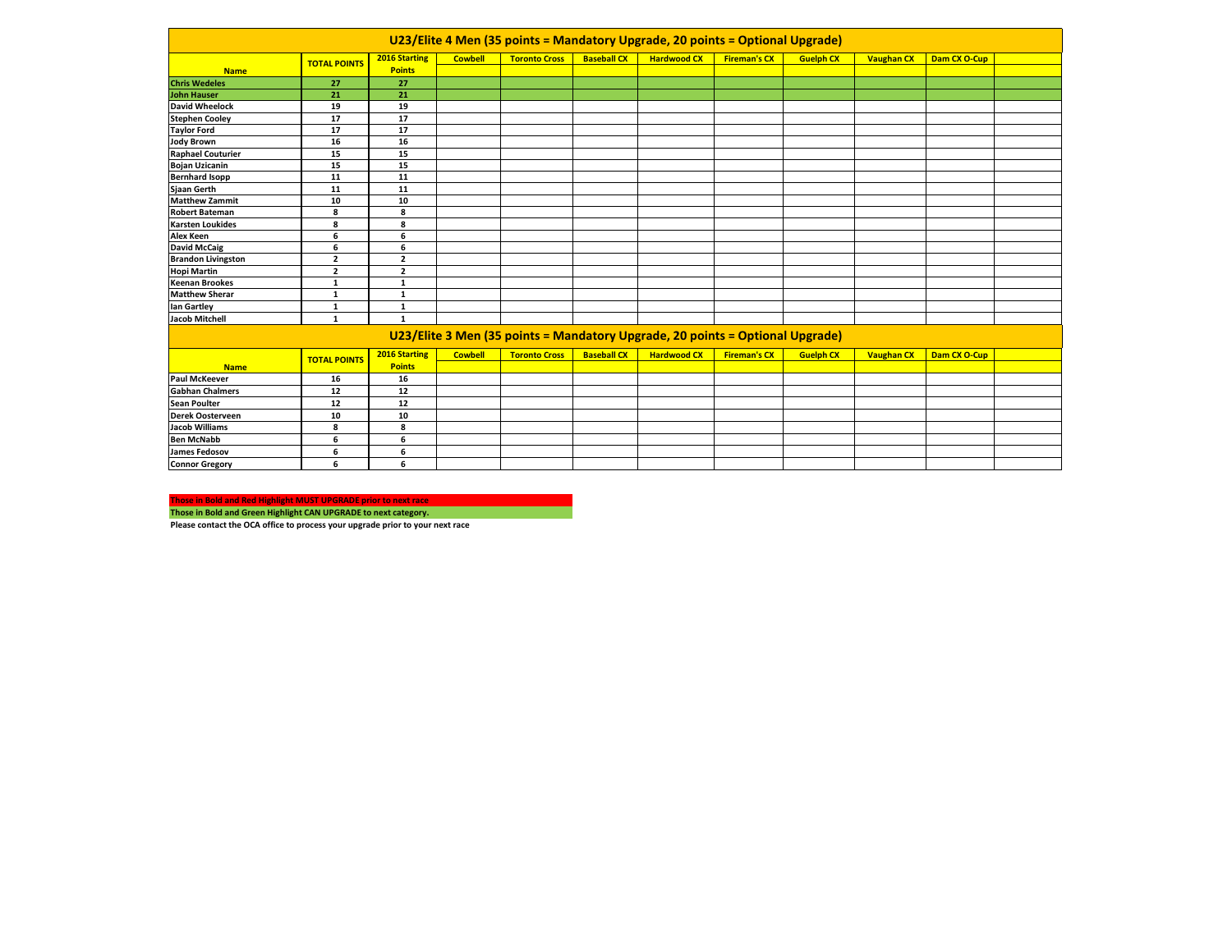## U23/Elite 4 Men (35 points = Mandatory Upgrade, 20 points = Optional Upgrade)

| Name | TOTAL POINTS | 2016 Starting Points | Cowbell | Toronto Cross | Baseball CX | Hardwood CX | Fireman's CX | Guelph CX | Vaughan CX | Dam CX O-Cup | |
|---|---|---|---|---|---|---|---|---|---|---|---|
| Chris Wedeles | 27 | 27 | | | | | | | | | |
| John Hauser | 21 | 21 | | | | | | | | | |
| David Wheelock | 19 | 19 | | | | | | | | | |
| Stephen Cooley | 17 | 17 | | | | | | | | | |
| Taylor Ford | 17 | 17 | | | | | | | | | |
| Jody Brown | 16 | 16 | | | | | | | | | |
| Raphael Couturier | 15 | 15 | | | | | | | | | |
| Bojan Uzicanin | 15 | 15 | | | | | | | | | |
| Bernhard Isopp | 11 | 11 | | | | | | | | | |
| Sjaan Gerth | 11 | 11 | | | | | | | | | |
| Matthew Zammit | 10 | 10 | | | | | | | | | |
| Robert Bateman | 8 | 8 | | | | | | | | | |
| Karsten Loukides | 8 | 8 | | | | | | | | | |
| Alex Keen | 6 | 6 | | | | | | | | | |
| David McCaig | 6 | 6 | | | | | | | | | |
| Brandon Livingston | 2 | 2 | | | | | | | | | |
| Hopi Martin | 2 | 2 | | | | | | | | | |
| Keenan Brookes | 1 | 1 | | | | | | | | | |
| Matthew Sherar | 1 | 1 | | | | | | | | | |
| Ian Gartley | 1 | 1 | | | | | | | | | |
| Jacob Mitchell | 1 | 1 | | | | | | | | | |

## U23/Elite 3 Men (35 points = Mandatory Upgrade, 20 points = Optional Upgrade)

| Name | TOTAL POINTS | 2016 Starting Points | Cowbell | Toronto Cross | Baseball CX | Hardwood CX | Fireman's CX | Guelph CX | Vaughan CX | Dam CX O-Cup | |
|---|---|---|---|---|---|---|---|---|---|---|---|
| Paul McKeever | 16 | 16 | | | | | | | | | |
| Gabhan Chalmers | 12 | 12 | | | | | | | | | |
| Sean Poulter | 12 | 12 | | | | | | | | | |
| Derek Oosterveen | 10 | 10 | | | | | | | | | |
| Jacob Williams | 8 | 8 | | | | | | | | | |
| Ben McNabb | 6 | 6 | | | | | | | | | |
| James Fedosov | 6 | 6 | | | | | | | | | |
| Connor Gregory | 6 | 6 | | | | | | | | | |

**Those in Bold and Red Highlight MUST UPGRADE prior to next race**

**Those in Bold and Green Highlight CAN UPGRADE to next category.**

**Please contact the OCA office to process your upgrade prior to your next race**